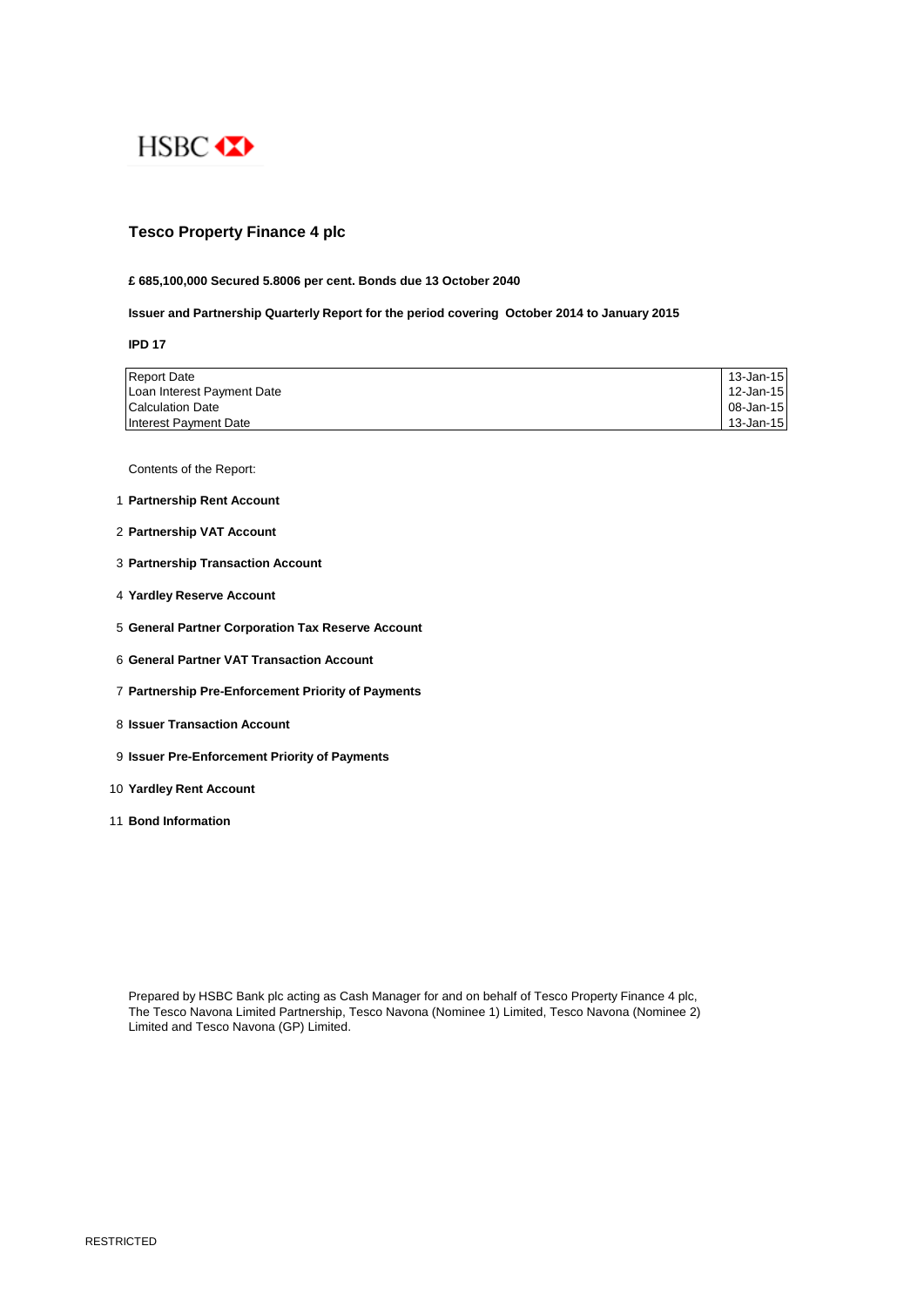HSBC

# Tesco Property Finance 4 plc

**£ 685,100,000 Secured 5.8006 per cent. Bonds due 13 October 2040**

**Issuer and Partnership Quarterly Report for the period covering October 2014 to January 2015**

**IPD 17**

| | |
|---|---|
| Report Date | 13-Jan-15 |
| Loan Interest Payment Date | 12-Jan-15 |
| Calculation Date | 08-Jan-15 |
| Interest Payment Date | 13-Jan-15 |

Contents of the Report:

1. **Partnership Rent Account**
2. **Partnership VAT Account**
3. **Partnership Transaction Account**
4. **Yardley Reserve Account**
5. **General Partner Corporation Tax Reserve Account**
6. **General Partner VAT Transaction Account**
7. **Partnership Pre-Enforcement Priority of Payments**
8. **Issuer Transaction Account**
9. **Issuer Pre-Enforcement Priority of Payments**
10. **Yardley Rent Account**
11. **Bond Information**

Prepared by HSBC Bank plc acting as Cash Manager for and on behalf of Tesco Property Finance 4 plc, The Tesco Navona Limited Partnership, Tesco Navona (Nominee 1) Limited, Tesco Navona (Nominee 2) Limited and Tesco Navona (GP) Limited.

RESTRICTED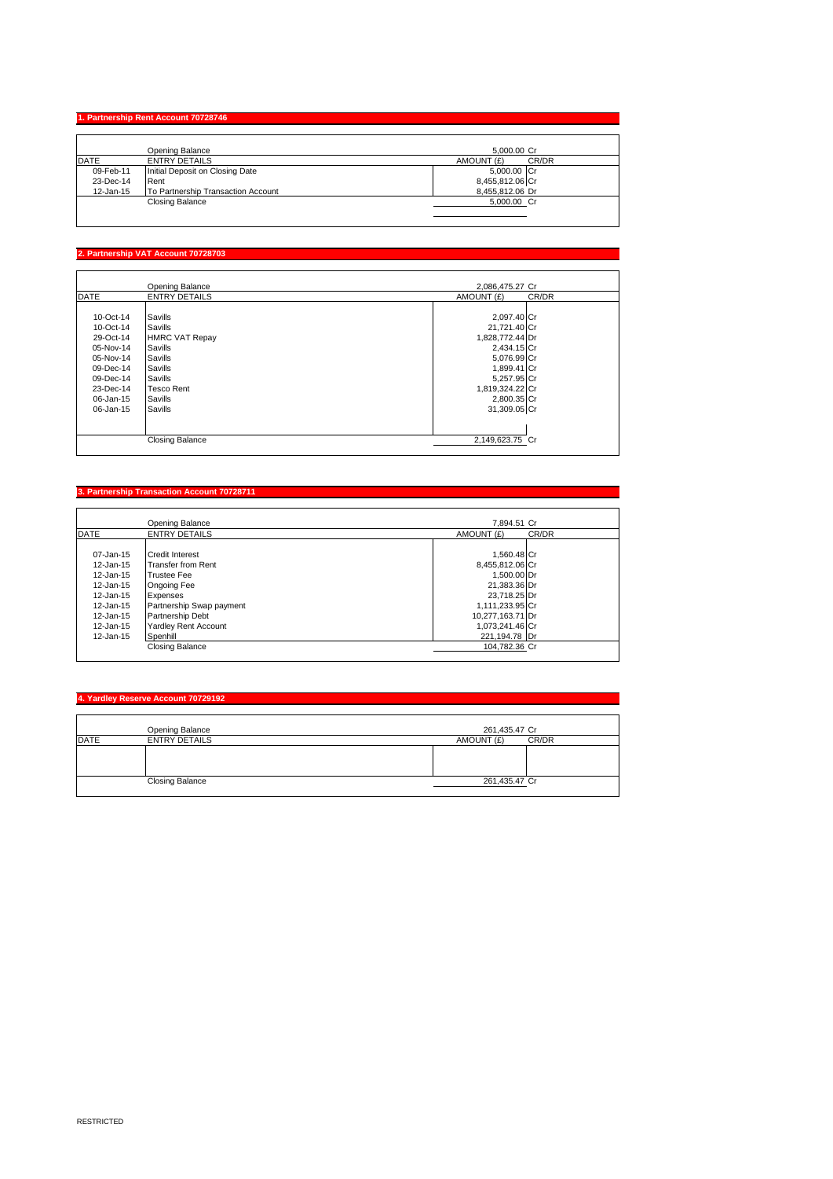## 1. Partnership Rent Account 70728746

| DATE | ENTRY DETAILS | AMOUNT (£) | CR/DR |
|---|---|---|---|
| | Opening Balance | 5,000.00 | Cr |
| 09-Feb-11 | Initial Deposit on Closing Date | 5,000.00 | Cr |
| 23-Dec-14 | Rent | 8,455,812.06 | Cr |
| 12-Jan-15 | To Partnership Transaction Account | 8,455,812.06 | Dr |
| | Closing Balance | 5,000.00 | Cr |

## 2. Partnership VAT Account 70728703

| DATE | ENTRY DETAILS | AMOUNT (£) | CR/DR |
|---|---|---|---|
| | Opening Balance | 2,086,475.27 | Cr |
| 10-Oct-14 | Savills | 2,097.40 | Cr |
| 10-Oct-14 | Savills | 21,721.40 | Cr |
| 29-Oct-14 | HMRC VAT Repay | 1,828,772.44 | Dr |
| 05-Nov-14 | Savills | 2,434.15 | Cr |
| 05-Nov-14 | Savills | 5,076.99 | Cr |
| 09-Dec-14 | Savills | 1,899.41 | Cr |
| 09-Dec-14 | Savills | 5,257.95 | Cr |
| 23-Dec-14 | Tesco Rent | 1,819,324.22 | Cr |
| 06-Jan-15 | Savills | 2,800.35 | Cr |
| 06-Jan-15 | Savills | 31,309.05 | Cr |
| | Closing Balance | 2,149,623.75 | Cr |

## 3. Partnership Transaction Account 70728711

| DATE | ENTRY DETAILS | AMOUNT (£) | CR/DR |
|---|---|---|---|
| | Opening Balance | 7,894.51 | Cr |
| 07-Jan-15 | Credit Interest | 1,560.48 | Cr |
| 12-Jan-15 | Transfer from Rent | 8,455,812.06 | Cr |
| 12-Jan-15 | Trustee Fee | 1,500.00 | Dr |
| 12-Jan-15 | Ongoing Fee | 21,383.36 | Dr |
| 12-Jan-15 | Expenses | 23,718.25 | Dr |
| 12-Jan-15 | Partnership Swap payment | 1,111,233.95 | Cr |
| 12-Jan-15 | Partnership Debt | 10,277,163.71 | Dr |
| 12-Jan-15 | Yardley Rent Account | 1,073,241.46 | Cr |
| 12-Jan-15 | Spenhill | 221,194.78 | Dr |
| | Closing Balance | 104,782.36 | Cr |

## 4. Yardley Reserve Account 70729192

| DATE | ENTRY DETAILS | AMOUNT (£) | CR/DR |
|---|---|---|---|
| | Opening Balance | 261,435.47 | Cr |
| | | | |
| | Closing Balance | 261,435.47 | Cr |

RESTRICTED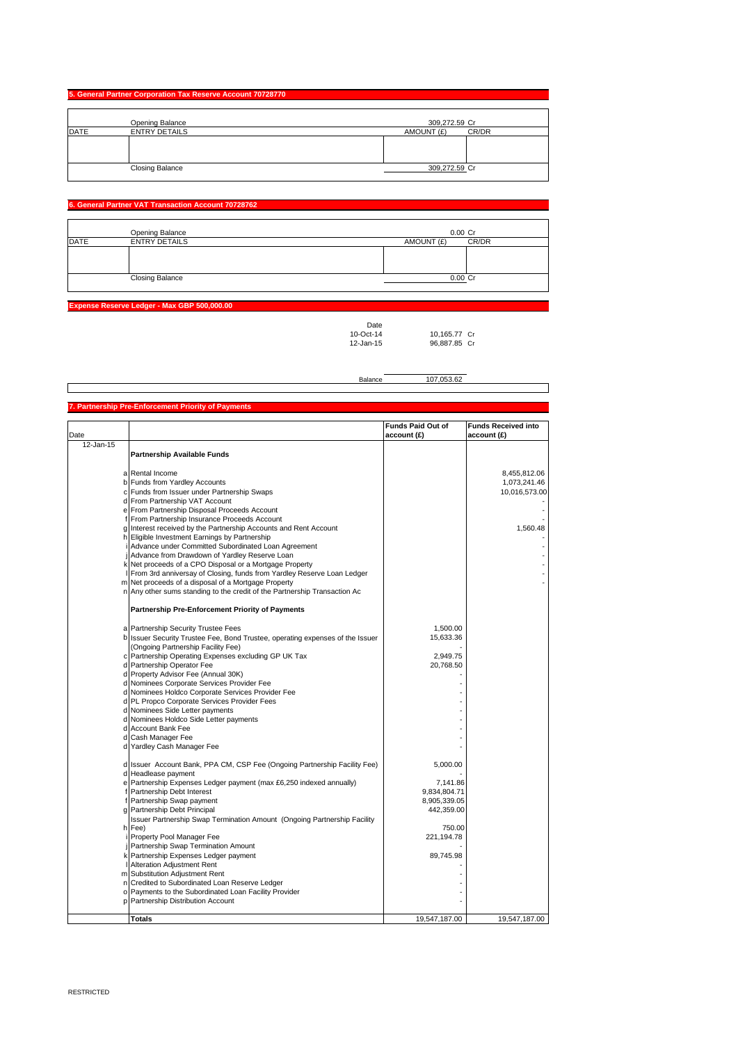## 5. General Partner Corporation Tax Reserve Account 70728770

| DATE | ENTRY DETAILS | AMOUNT (£) | CR/DR |
|---|---|---|---|
| | Opening Balance | 309,272.59 | Cr |
| | | | |
| | Closing Balance | 309,272.59 | Cr |

## 6. General Partner VAT Transaction Account 70728762

| DATE | ENTRY DETAILS | AMOUNT (£) | CR/DR |
|---|---|---|---|
| | Opening Balance | 0.00 | Cr |
| | | | |
| | Closing Balance | 0.00 | Cr |

## Expense Reserve Ledger - Max GBP 500,000.00

| Date | | |
|---|---|---|
| 10-Oct-14 | 10,165.77 | Cr |
| 12-Jan-15 | 96,887.85 | Cr |
| Balance | 107,053.62 | |

## 7. Partnership Pre-Enforcement Priority of Payments

| Date | | | Funds Paid Out of account (£) | Funds Received into account (£) |
|---|---|---|---|---|
| 12-Jan-15 | | **Partnership Available Funds** | | |
| | a | Rental Income | | 8,455,812.06 |
| | b | Funds from Yardley Accounts | | 1,073,241.46 |
| | c | Funds from Issuer under Partnership Swaps | | 10,016,573.00 |
| | d | From Partnership VAT Account | | - |
| | e | From Partnership Disposal Proceeds Account | | - |
| | f | From Partnership Insurance Proceeds Account | | - |
| | g | Interest received by the Partnership Accounts and Rent Account | | 1,560.48 |
| | h | Eligible Investment Earnings by Partnership | | - |
| | i | Advance under Committed Subordinated Loan Agreement | | - |
| | j | Advance from Drawdown of Yardley Reserve Loan | | - |
| | k | Net proceeds of a CPO Disposal or a Mortgage Property | | - |
| | l | From 3rd anniversay of Closing, funds from Yardley Reserve Loan Ledger | | - |
| | m | Net proceeds of a disposal of a Mortgage Property | | - |
| | n | Any other sums standing to the credit of the Partnership Transaction Ac | | |
| | | **Partnership Pre-Enforcement Priority of Payments** | | |
| | a | Partnership Security Trustee Fees | 1,500.00 | |
| | b | Issuer Security Trustee Fee, Bond Trustee, operating expenses of the Issuer | 15,633.36 | |
| | | (Ongoing Partnership Facility Fee) | - | |
| | c | Partnership Operating Expenses excluding GP UK Tax | 2,949.75 | |
| | d | Partnership Operator Fee | 20,768.50 | |
| | d | Property Advisor Fee (Annual 30K) | - | |
| | d | Nominees Corporate Services Provider Fee | - | |
| | d | Nominees Holdco Corporate Services Provider Fee | - | |
| | d | PL Propco Corporate Services Provider Fees | - | |
| | d | Nominees Side Letter payments | - | |
| | d | Nominees Holdco Side Letter payments | - | |
| | d | Account Bank Fee | - | |
| | d | Cash Manager Fee | - | |
| | d | Yardley Cash Manager Fee | - | |
| | d | Issuer Account Bank, PPA CM, CSP Fee (Ongoing Partnership Facility Fee) | 5,000.00 | |
| | d | Headlease payment | - | |
| | e | Partnership Expenses Ledger payment (max £6,250 indexed annually) | 7,141.86 | |
| | f | Partnership Debt Interest | 9,834,804.71 | |
| | f | Partnership Swap payment | 8,905,339.05 | |
| | g | Partnership Debt Principal | 442,359.00 | |
| | h | Issuer Partnership Swap Termination Amount (Ongoing Partnership Facility Fee) | 750.00 | |
| | i | Property Pool Manager Fee | 221,194.78 | |
| | j | Partnership Swap Termination Amount | - | |
| | k | Partnership Expenses Ledger payment | 89,745.98 | |
| | l | Alteration Adjustment Rent | - | |
| | m | Substitution Adjustment Rent | - | |
| | n | Credited to Subordinated Loan Reserve Ledger | - | |
| | o | Payments to the Subordinated Loan Facility Provider | - | |
| | p | Partnership Distribution Account | - | |
| | | **Totals** | 19,547,187.00 | 19,547,187.00 |

RESTRICTED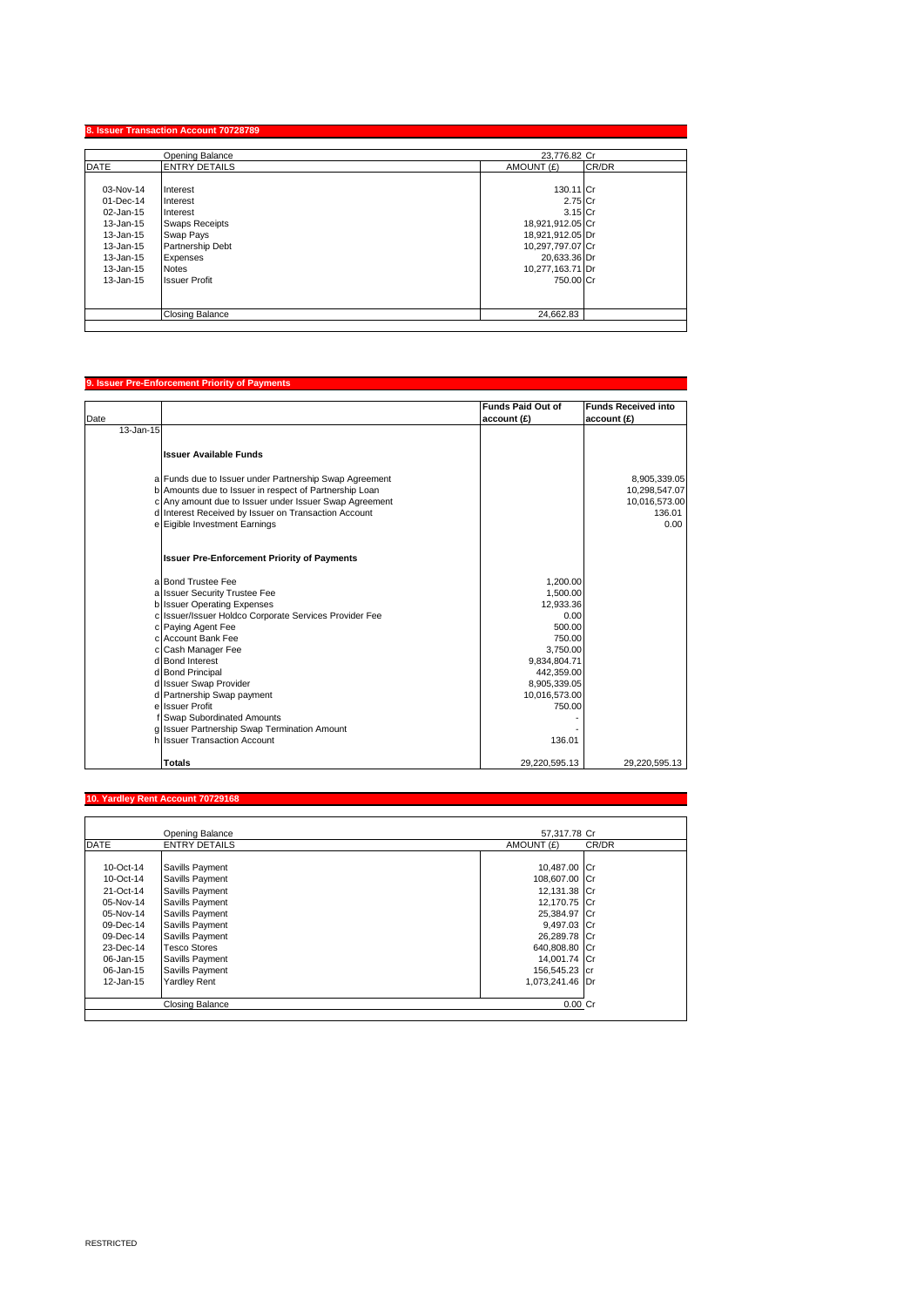## 8. Issuer Transaction Account 70728789

| DATE | ENTRY DETAILS | AMOUNT (£) | CR/DR |
|---|---|---|---|
| | Opening Balance | 23,776.82 | Cr |
| 03-Nov-14 | Interest | 130.11 | Cr |
| 01-Dec-14 | Interest | 2.75 | Cr |
| 02-Jan-15 | Interest | 3.15 | Cr |
| 13-Jan-15 | Swaps Receipts | 18,921,912.05 | Cr |
| 13-Jan-15 | Swap Pays | 18,921,912.05 | Dr |
| 13-Jan-15 | Partnership Debt | 10,297,797.07 | Cr |
| 13-Jan-15 | Expenses | 20,633.36 | Dr |
| 13-Jan-15 | Notes | 10,277,163.71 | Dr |
| 13-Jan-15 | Issuer Profit | 750.00 | Cr |
| | Closing Balance | 24,662.83 | |

## 9. Issuer Pre-Enforcement Priority of Payments

| Date | | Funds Paid Out of account (£) | Funds Received into account (£) |
|---|---|---|---|
| 13-Jan-15 | | | |
| | **Issuer Available Funds** | | |
| a | Funds due to Issuer under Partnership Swap Agreement | | 8,905,339.05 |
| b | Amounts due to Issuer in respect of Partnership Loan | | 10,298,547.07 |
| c | Any amount due to Issuer under Issuer Swap Agreement | | 10,016,573.00 |
| d | Interest Received by Issuer on Transaction Account | | 136.01 |
| e | Eigible Investment Earnings | | 0.00 |
| | **Issuer Pre-Enforcement Priority of Payments** | | |
| a | Bond Trustee Fee | 1,200.00 | |
| a | Issuer Security Trustee Fee | 1,500.00 | |
| b | Issuer Operating Expenses | 12,933.36 | |
| c | Issuer/Issuer Holdco Corporate Services Provider Fee | 0.00 | |
| c | Paying Agent Fee | 500.00 | |
| c | Account Bank Fee | 750.00 | |
| c | Cash Manager Fee | 3,750.00 | |
| d | Bond Interest | 9,834,804.71 | |
| d | Bond Principal | 442,359.00 | |
| d | Issuer Swap Provider | 8,905,339.05 | |
| d | Partnership Swap payment | 10,016,573.00 | |
| e | Issuer Profit | 750.00 | |
| f | Swap Subordinated Amounts | - | |
| g | Issuer Partnership Swap Termination Amount | - | |
| h | Issuer Transaction Account | 136.01 | |
| | **Totals** | 29,220,595.13 | 29,220,595.13 |

## 10. Yardley Rent Account 70729168

| DATE | ENTRY DETAILS | AMOUNT (£) | CR/DR |
|---|---|---|---|
| | Opening Balance | 57,317.78 | Cr |
| 10-Oct-14 | Savills Payment | 10,487.00 | Cr |
| 10-Oct-14 | Savills Payment | 108,607.00 | Cr |
| 21-Oct-14 | Savills Payment | 12,131.38 | Cr |
| 05-Nov-14 | Savills Payment | 12,170.75 | Cr |
| 05-Nov-14 | Savills Payment | 25,384.97 | Cr |
| 09-Dec-14 | Savills Payment | 9,497.03 | Cr |
| 09-Dec-14 | Savills Payment | 26,289.78 | Cr |
| 23-Dec-14 | Tesco Stores | 640,808.80 | Cr |
| 06-Jan-15 | Savills Payment | 14,001.74 | Cr |
| 06-Jan-15 | Savills Payment | 156,545.23 | cr |
| 12-Jan-15 | Yardley Rent | 1,073,241.46 | Dr |
| | Closing Balance | 0.00 | Cr |

RESTRICTED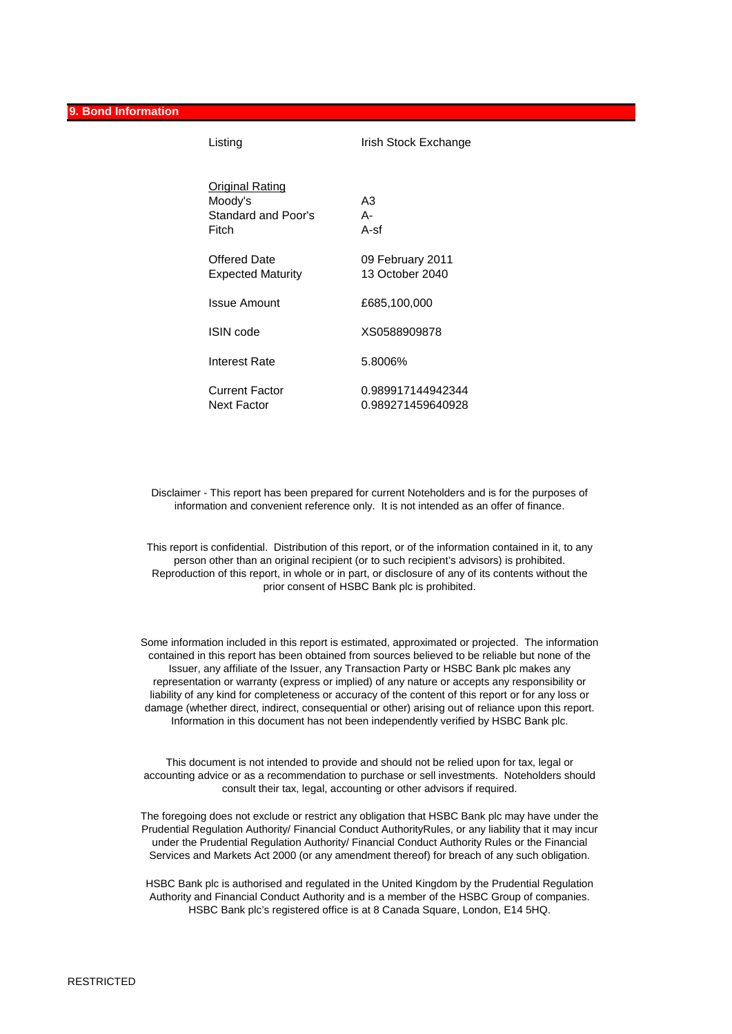## 9. Bond Information

| | |
|---|---|
| Listing | Irish Stock Exchange |
| Original Rating | |
| Moody's | A3 |
| Standard and Poor's | A- |
| Fitch | A-sf |
| Offered Date | 09 February 2011 |
| Expected Maturity | 13 October 2040 |
| Issue Amount | £685,100,000 |
| ISIN code | XS0588909878 |
| Interest Rate | 5.8006% |
| Current Factor | 0.989917144942344 |
| Next Factor | 0.989271459640928 |

Disclaimer - This report has been prepared for current Noteholders and is for the purposes of information and convenient reference only. It is not intended as an offer of finance.

This report is confidential. Distribution of this report, or of the information contained in it, to any person other than an original recipient (or to such recipient's advisors) is prohibited. Reproduction of this report, in whole or in part, or disclosure of any of its contents without the prior consent of HSBC Bank plc is prohibited.

Some information included in this report is estimated, approximated or projected. The information contained in this report has been obtained from sources believed to be reliable but none of the Issuer, any affiliate of the Issuer, any Transaction Party or HSBC Bank plc makes any representation or warranty (express or implied) of any nature or accepts any responsibility or liability of any kind for completeness or accuracy of the content of this report or for any loss or damage (whether direct, indirect, consequential or other) arising out of reliance upon this report. Information in this document has not been independently verified by HSBC Bank plc.

This document is not intended to provide and should not be relied upon for tax, legal or accounting advice or as a recommendation to purchase or sell investments. Noteholders should consult their tax, legal, accounting or other advisors if required.

The foregoing does not exclude or restrict any obligation that HSBC Bank plc may have under the Prudential Regulation Authority/ Financial Conduct AuthorityRules, or any liability that it may incur under the Prudential Regulation Authority/ Financial Conduct Authority Rules or the Financial Services and Markets Act 2000 (or any amendment thereof) for breach of any such obligation.

HSBC Bank plc is authorised and regulated in the United Kingdom by the Prudential Regulation Authority and Financial Conduct Authority and is a member of the HSBC Group of companies. HSBC Bank plc's registered office is at 8 Canada Square, London, E14 5HQ.

RESTRICTED